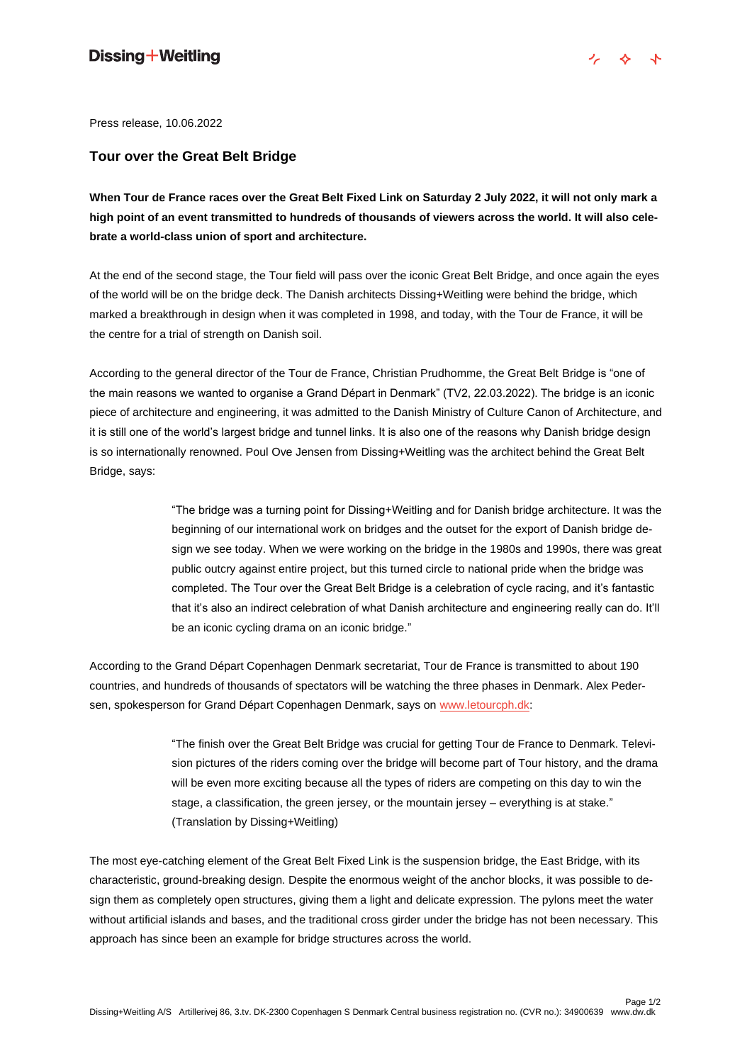Dissing+Weitling

Press release, 10.06.2022

## Tour over the Great Belt Bridge

**When Tour de France races over the Great Belt Fixed Link on Saturday 2 July 2022, it will not only mark a high point of an event transmitted to hundreds of thousands of viewers across the world. It will also celebrate a world-class union of sport and architecture.**

At the end of the second stage, the Tour field will pass over the iconic Great Belt Bridge, and once again the eyes of the world will be on the bridge deck. The Danish architects Dissing+Weitling were behind the bridge, which marked a breakthrough in design when it was completed in 1998, and today, with the Tour de France, it will be the centre for a trial of strength on Danish soil.

According to the general director of the Tour de France, Christian Prudhomme, the Great Belt Bridge is "one of the main reasons we wanted to organise a Grand Départ in Denmark" (TV2, 22.03.2022). The bridge is an iconic piece of architecture and engineering, it was admitted to the Danish Ministry of Culture Canon of Architecture, and it is still one of the world's largest bridge and tunnel links. It is also one of the reasons why Danish bridge design is so internationally renowned. Poul Ove Jensen from Dissing+Weitling was the architect behind the Great Belt Bridge, says:

> "The bridge was a turning point for Dissing+Weitling and for Danish bridge architecture. It was the beginning of our international work on bridges and the outset for the export of Danish bridge design we see today. When we were working on the bridge in the 1980s and 1990s, there was great public outcry against entire project, but this turned circle to national pride when the bridge was completed. The Tour over the Great Belt Bridge is a celebration of cycle racing, and it's fantastic that it's also an indirect celebration of what Danish architecture and engineering really can do. It'll be an iconic cycling drama on an iconic bridge."

According to the Grand Départ Copenhagen Denmark secretariat, Tour de France is transmitted to about 190 countries, and hundreds of thousands of spectators will be watching the three phases in Denmark. Alex Pedersen, spokesperson for Grand Départ Copenhagen Denmark, says on www.letourcph.dk:

> "The finish over the Great Belt Bridge was crucial for getting Tour de France to Denmark. Television pictures of the riders coming over the bridge will become part of Tour history, and the drama will be even more exciting because all the types of riders are competing on this day to win the stage, a classification, the green jersey, or the mountain jersey – everything is at stake." (Translation by Dissing+Weitling)

The most eye-catching element of the Great Belt Fixed Link is the suspension bridge, the East Bridge, with its characteristic, ground-breaking design. Despite the enormous weight of the anchor blocks, it was possible to design them as completely open structures, giving them a light and delicate expression. The pylons meet the water without artificial islands and bases, and the traditional cross girder under the bridge has not been necessary. This approach has since been an example for bridge structures across the world.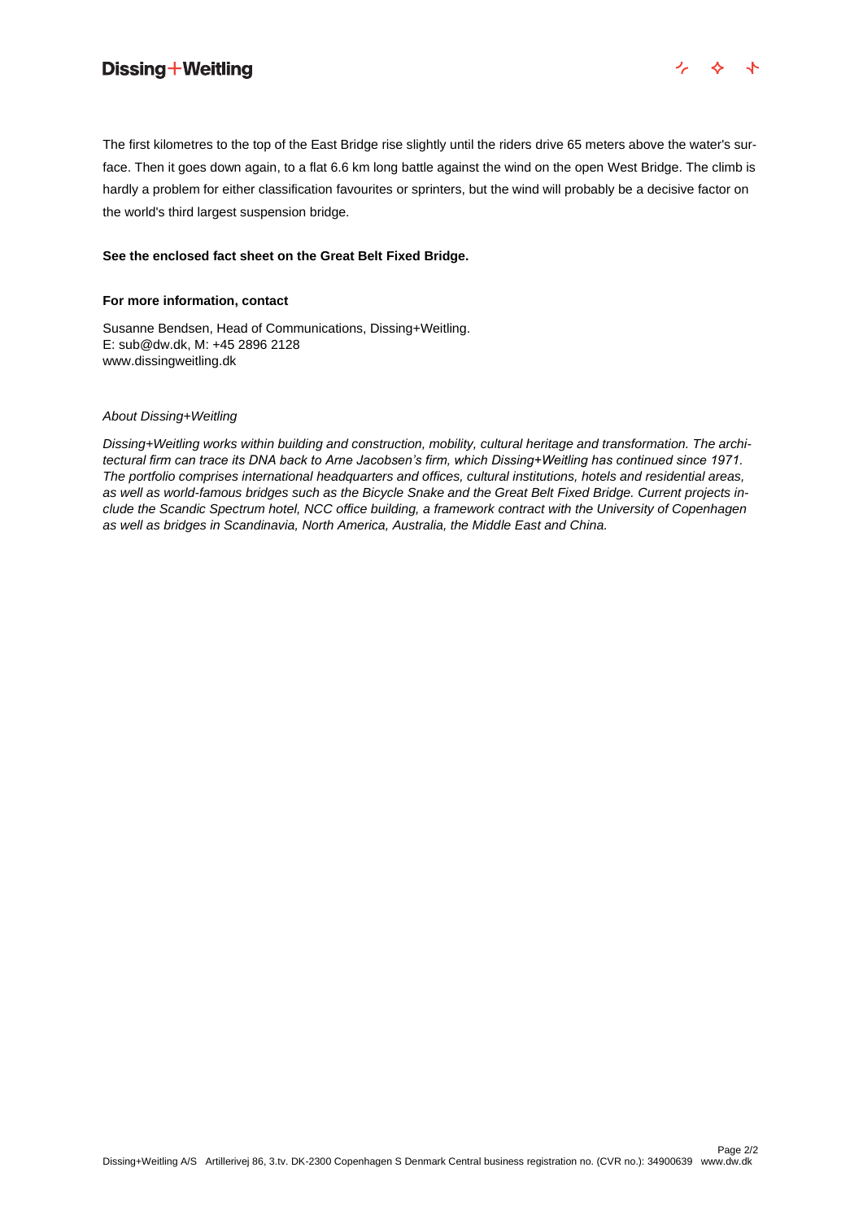The first kilometres to the top of the East Bridge rise slightly until the riders drive 65 meters above the water's surface. Then it goes down again, to a flat 6.6 km long battle against the wind on the open West Bridge. The climb is hardly a problem for either classification favourites or sprinters, but the wind will probably be a decisive factor on the world's third largest suspension bridge.

**See the enclosed fact sheet on the Great Belt Fixed Bridge.**

**For more information, contact**

Susanne Bendsen, Head of Communications, Dissing+Weitling.
E: sub@dw.dk, M: +45 2896 2128
www.dissingweitling.dk

*About Dissing+Weitling*

*Dissing+Weitling works within building and construction, mobility, cultural heritage and transformation. The architectural firm can trace its DNA back to Arne Jacobsen's firm, which Dissing+Weitling has continued since 1971. The portfolio comprises international headquarters and offices, cultural institutions, hotels and residential areas, as well as world-famous bridges such as the Bicycle Snake and the Great Belt Fixed Bridge. Current projects include the Scandic Spectrum hotel, NCC office building, a framework contract with the University of Copenhagen as well as bridges in Scandinavia, North America, Australia, the Middle East and China.*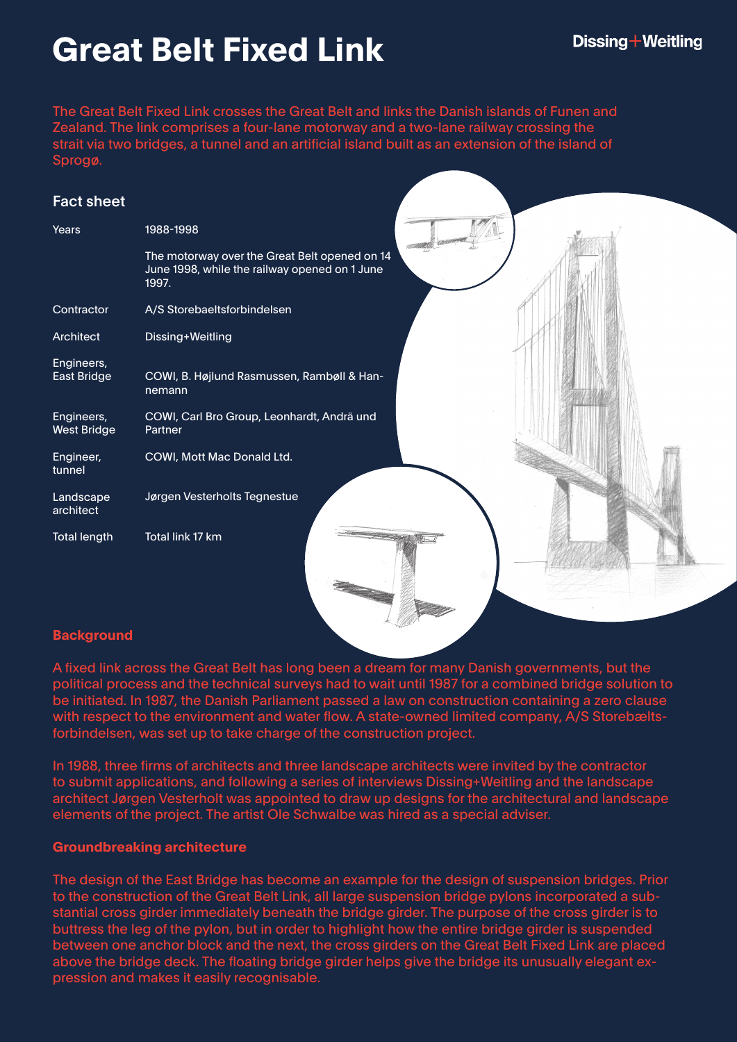# Great Belt Fixed Link

Dissing+Weitling

The Great Belt Fixed Link crosses the Great Belt and links the Danish islands of Funen and Zealand. The link comprises a four-lane motorway and a two-lane railway crossing the strait via two bridges, a tunnel and an artificial island built as an extension of the island of Sprogø.

## Fact sheet

| | |
|---|---|
| Years | 1988-1998 |
| | The motorway over the Great Belt opened on 14 June 1998, while the railway opened on 1 June 1997. |
| Contractor | A/S Storebaeltsforbindelsen |
| Architect | Dissing+Weitling |
| Engineers, East Bridge | COWI, B. Højlund Rasmussen, Rambøll & Hannemann |
| Engineers, West Bridge | COWI, Carl Bro Group, Leonhardt, Andrä und Partner |
| Engineer, tunnel | COWI, Mott Mac Donald Ltd. |
| Landscape architect | Jørgen Vesterholts Tegnestue |
| Total length | Total link 17 km |

## Background

A fixed link across the Great Belt has long been a dream for many Danish governments, but the political process and the technical surveys had to wait until 1987 for a combined bridge solution to be initiated. In 1987, the Danish Parliament passed a law on construction containing a zero clause with respect to the environment and water flow. A state-owned limited company, A/S Storebæltsforbindelsen, was set up to take charge of the construction project.

In 1988, three firms of architects and three landscape architects were invited by the contractor to submit applications, and following a series of interviews Dissing+Weitling and the landscape architect Jørgen Vesterholt was appointed to draw up designs for the architectural and landscape elements of the project. The artist Ole Schwalbe was hired as a special adviser.

## Groundbreaking architecture

The design of the East Bridge has become an example for the design of suspension bridges. Prior to the construction of the Great Belt Link, all large suspension bridge pylons incorporated a substantial cross girder immediately beneath the bridge girder. The purpose of the cross girder is to buttress the leg of the pylon, but in order to highlight how the entire bridge girder is suspended between one anchor block and the next, the cross girders on the Great Belt Fixed Link are placed above the bridge deck. The floating bridge girder helps give the bridge its unusually elegant expression and makes it easily recognisable.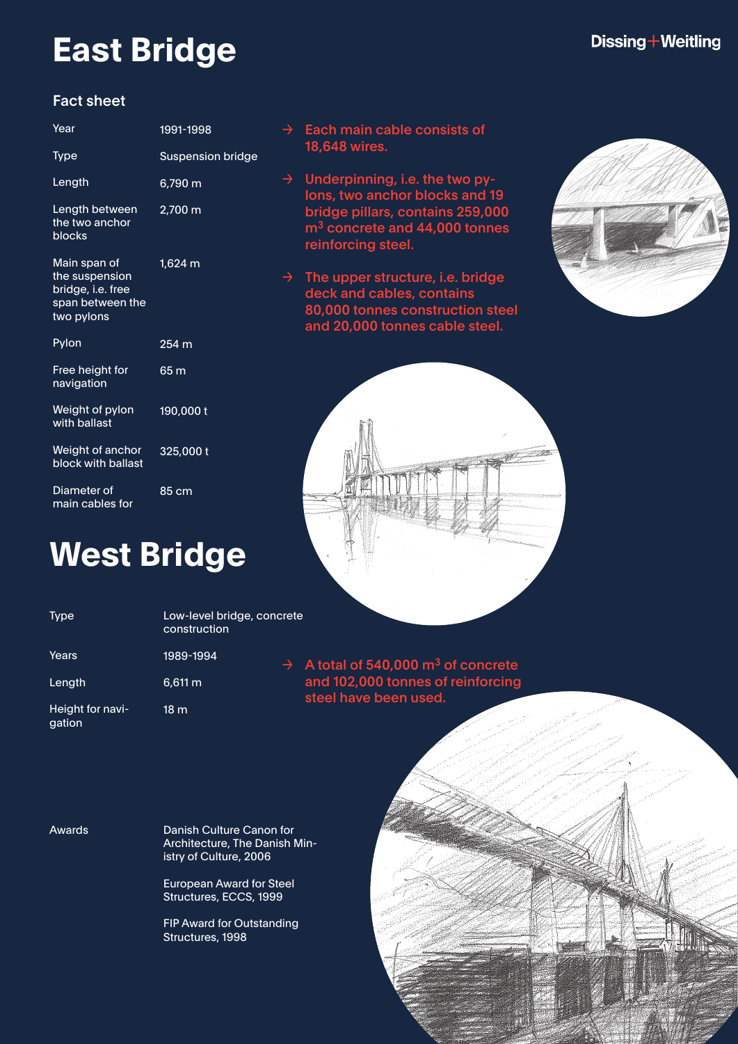# East Bridge

Dissing+Weitling

## Fact sheet

| | |
|---|---|
| Year | 1991-1998 |
| Type | Suspension bridge |
| Length | 6,790 m |
| Length between the two anchor blocks | 2,700 m |
| Main span of the suspension bridge, i.e. free span between the two pylons | 1,624 m |
| Pylon | 254 m |
| Free height for navigation | 65 m |
| Weight of pylon with ballast | 190,000 t |
| Weight of anchor block with ballast | 325,000 t |
| Diameter of main cables for | 85 cm |

→ Each main cable consists of 18,648 wires.

→ Underpinning, i.e. the two pylons, two anchor blocks and 19 bridge pillars, contains 259,000 $m^3$ concrete and 44,000 tonnes reinforcing steel.

→ The upper structure, i.e. bridge deck and cables, contains 80,000 tonnes construction steel and 20,000 tonnes cable steel.

# West Bridge

| | |
|---|---|
| Type | Low-level bridge, concrete construction |
| Years | 1989-1994 |
| Length | 6,611 m |
| Height for navigation | 18 m |

→ A total of 540,000 $m^3$ of concrete and 102,000 tonnes of reinforcing steel have been used.

| | |
|---|---|
| Awards | Danish Culture Canon for Architecture, The Danish Ministry of Culture, 2006 |
| | European Award for Steel Structures, ECCS, 1999 |
| | FIP Award for Outstanding Structures, 1998 |